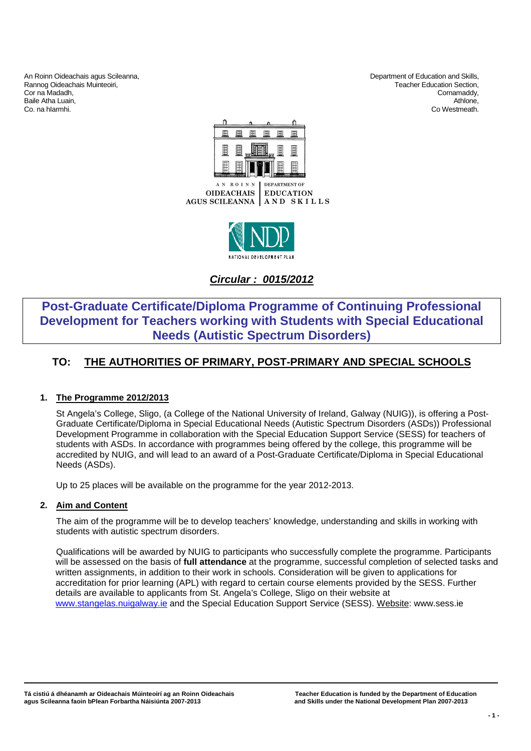An Roinn Oideachais agus Scileanna,
Rannog Oideachais Muinteoiri,
Cor na Madadh,
Baile Atha Luain,
Co. na hIarmhi.

Department of Education and Skills,
Teacher Education Section,
Cornamaddy,
Athlone,
Co Westmeath.

AN ROINN OIDEACHAIS AGUS SCILEANNA | DEPARTMENT OF EDUCATION AND SKILLS

NDP NATIONAL DEVELOPMENT PLAN

***Circular : 0015/2012***

# Post-Graduate Certificate/Diploma Programme of Continuing Professional Development for Teachers working with Students with Special Educational Needs (Autistic Spectrum Disorders)

## TO: THE AUTHORITIES OF PRIMARY, POST-PRIMARY AND SPECIAL SCHOOLS

### 1. The Programme 2012/2013

St Angela's College, Sligo, (a College of the National University of Ireland, Galway (NUIG)), is offering a Post-Graduate Certificate/Diploma in Special Educational Needs (Autistic Spectrum Disorders (ASDs)) Professional Development Programme in collaboration with the Special Education Support Service (SESS) for teachers of students with ASDs. In accordance with programmes being offered by the college, this programme will be accredited by NUIG, and will lead to an award of a Post-Graduate Certificate/Diploma in Special Educational Needs (ASDs).

Up to 25 places will be available on the programme for the year 2012-2013.

### 2. Aim and Content

The aim of the programme will be to develop teachers' knowledge, understanding and skills in working with students with autistic spectrum disorders.

Qualifications will be awarded by NUIG to participants who successfully complete the programme. Participants will be assessed on the basis of **full attendance** at the programme, successful completion of selected tasks and written assignments, in addition to their work in schools. Consideration will be given to applications for accreditation for prior learning (APL) with regard to certain course elements provided by the SESS. Further details are available to applicants from St. Angela's College, Sligo on their website at www.stangelas.nuigalway.ie and the Special Education Support Service (SESS). Website: www.sess.ie

**Tá cistiú á dhéanamh ar Oideachais Múinteoirí ag an Roinn Oideachais agus Scileanna faoin bPlean Forbartha Náisiúnta 2007-2013**

**Teacher Education is funded by the Department of Education and Skills under the National Development Plan 2007-2013**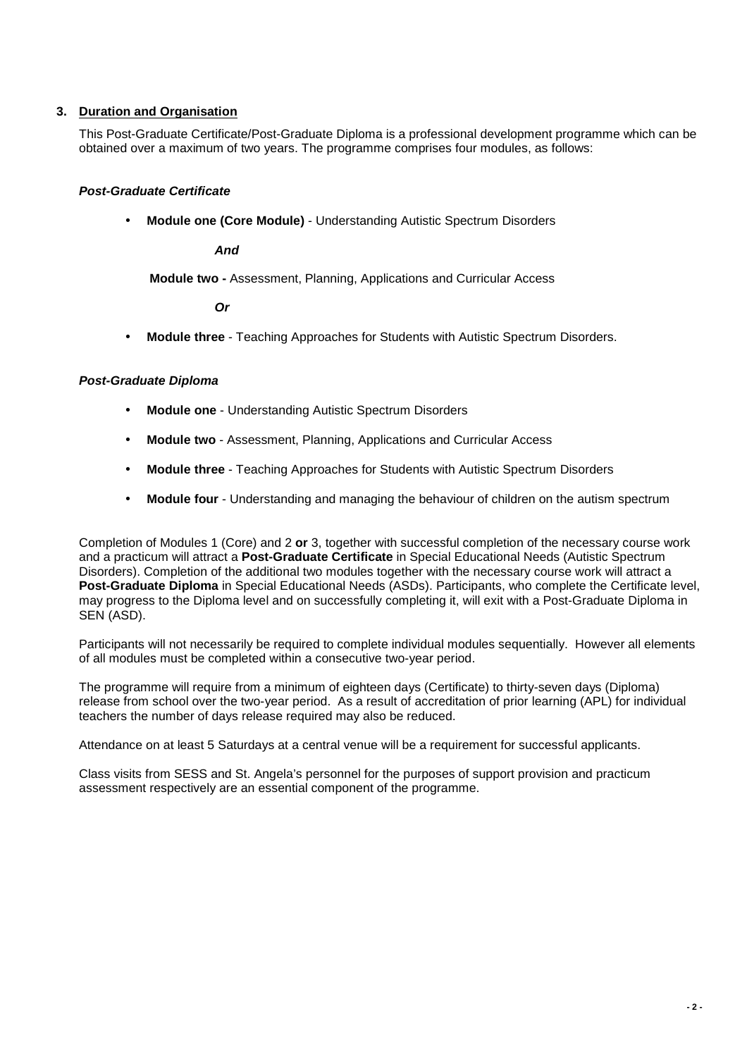## 3. Duration and Organisation

This Post-Graduate Certificate/Post-Graduate Diploma is a professional development programme which can be obtained over a maximum of two years. The programme comprises four modules, as follows:

***Post-Graduate Certificate***

- **Module one (Core Module)** - Understanding Autistic Spectrum Disorders

  ***And***

  **Module two -** Assessment, Planning, Applications and Curricular Access

  ***Or***

- **Module three** - Teaching Approaches for Students with Autistic Spectrum Disorders.

***Post-Graduate Diploma***

- **Module one** - Understanding Autistic Spectrum Disorders
- **Module two** - Assessment, Planning, Applications and Curricular Access
- **Module three** - Teaching Approaches for Students with Autistic Spectrum Disorders
- **Module four** - Understanding and managing the behaviour of children on the autism spectrum

Completion of Modules 1 (Core) and 2 **or** 3, together with successful completion of the necessary course work and a practicum will attract a **Post-Graduate Certificate** in Special Educational Needs (Autistic Spectrum Disorders). Completion of the additional two modules together with the necessary course work will attract a **Post-Graduate Diploma** in Special Educational Needs (ASDs). Participants, who complete the Certificate level, may progress to the Diploma level and on successfully completing it, will exit with a Post-Graduate Diploma in SEN (ASD).

Participants will not necessarily be required to complete individual modules sequentially. However all elements of all modules must be completed within a consecutive two-year period.

The programme will require from a minimum of eighteen days (Certificate) to thirty-seven days (Diploma) release from school over the two-year period. As a result of accreditation of prior learning (APL) for individual teachers the number of days release required may also be reduced.

Attendance on at least 5 Saturdays at a central venue will be a requirement for successful applicants.

Class visits from SESS and St. Angela's personnel for the purposes of support provision and practicum assessment respectively are an essential component of the programme.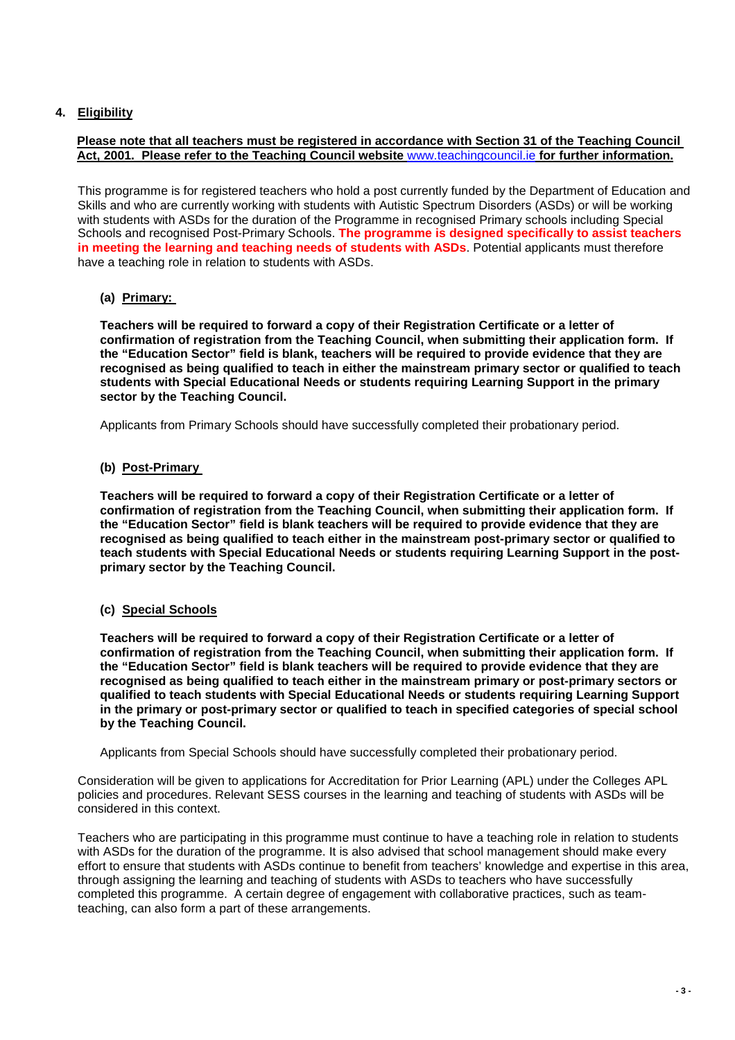## 4. Eligibility

**Please note that all teachers must be registered in accordance with Section 31 of the Teaching Council Act, 2001. Please refer to the Teaching Council website www.teachingcouncil.ie for further information.**

This programme is for registered teachers who hold a post currently funded by the Department of Education and Skills and who are currently working with students with Autistic Spectrum Disorders (ASDs) or will be working with students with ASDs for the duration of the Programme in recognised Primary schools including Special Schools and recognised Post-Primary Schools. **The programme is designed specifically to assist teachers in meeting the learning and teaching needs of students with ASDs**. Potential applicants must therefore have a teaching role in relation to students with ASDs.

### (a) Primary:

**Teachers will be required to forward a copy of their Registration Certificate or a letter of confirmation of registration from the Teaching Council, when submitting their application form. If the "Education Sector" field is blank, teachers will be required to provide evidence that they are recognised as being qualified to teach in either the mainstream primary sector or qualified to teach students with Special Educational Needs or students requiring Learning Support in the primary sector by the Teaching Council.**

Applicants from Primary Schools should have successfully completed their probationary period.

### (b) Post-Primary

**Teachers will be required to forward a copy of their Registration Certificate or a letter of confirmation of registration from the Teaching Council, when submitting their application form. If the "Education Sector" field is blank teachers will be required to provide evidence that they are recognised as being qualified to teach either in the mainstream post-primary sector or qualified to teach students with Special Educational Needs or students requiring Learning Support in the post-primary sector by the Teaching Council.**

### (c) Special Schools

**Teachers will be required to forward a copy of their Registration Certificate or a letter of confirmation of registration from the Teaching Council, when submitting their application form. If the "Education Sector" field is blank teachers will be required to provide evidence that they are recognised as being qualified to teach either in the mainstream primary or post-primary sectors or qualified to teach students with Special Educational Needs or students requiring Learning Support in the primary or post-primary sector or qualified to teach in specified categories of special school by the Teaching Council.**

Applicants from Special Schools should have successfully completed their probationary period.

Consideration will be given to applications for Accreditation for Prior Learning (APL) under the Colleges APL policies and procedures. Relevant SESS courses in the learning and teaching of students with ASDs will be considered in this context.

Teachers who are participating in this programme must continue to have a teaching role in relation to students with ASDs for the duration of the programme. It is also advised that school management should make every effort to ensure that students with ASDs continue to benefit from teachers' knowledge and expertise in this area, through assigning the learning and teaching of students with ASDs to teachers who have successfully completed this programme. A certain degree of engagement with collaborative practices, such as team-teaching, can also form a part of these arrangements.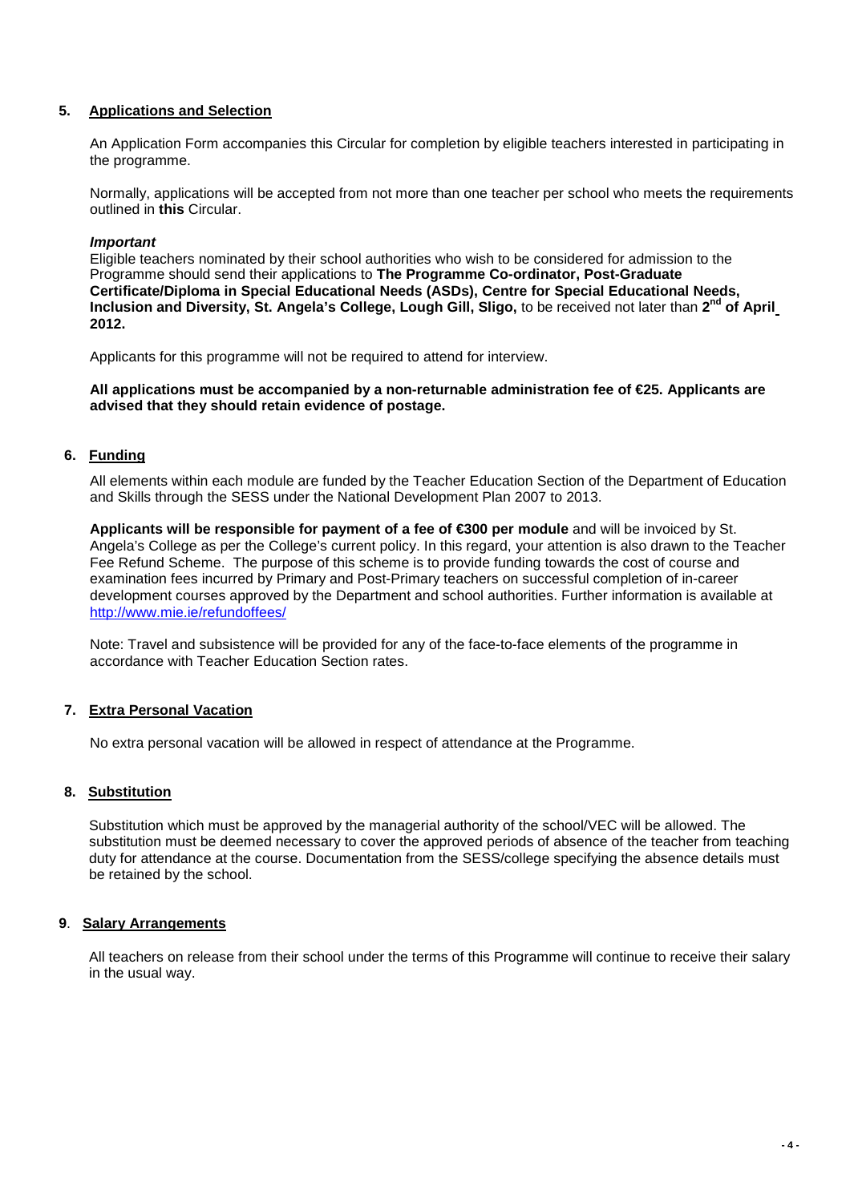## 5. Applications and Selection

An Application Form accompanies this Circular for completion by eligible teachers interested in participating in the programme.

Normally, applications will be accepted from not more than one teacher per school who meets the requirements outlined in **this** Circular.

***Important***

Eligible teachers nominated by their school authorities who wish to be considered for admission to the Programme should send their applications to **The Programme Co-ordinator, Post-Graduate Certificate/Diploma in Special Educational Needs (ASDs), Centre for Special Educational Needs, Inclusion and Diversity, St. Angela's College, Lough Gill, Sligo,** to be received not later than **2nd of April 2012.**

Applicants for this programme will not be required to attend for interview.

**All applications must be accompanied by a non-returnable administration fee of €25. Applicants are advised that they should retain evidence of postage.**

## 6. Funding

All elements within each module are funded by the Teacher Education Section of the Department of Education and Skills through the SESS under the National Development Plan 2007 to 2013.

**Applicants will be responsible for payment of a fee of €300 per module** and will be invoiced by St. Angela's College as per the College's current policy. In this regard, your attention is also drawn to the Teacher Fee Refund Scheme. The purpose of this scheme is to provide funding towards the cost of course and examination fees incurred by Primary and Post-Primary teachers on successful completion of in-career development courses approved by the Department and school authorities. Further information is available at http://www.mie.ie/refundoffees/

Note: Travel and subsistence will be provided for any of the face-to-face elements of the programme in accordance with Teacher Education Section rates.

## 7. Extra Personal Vacation

No extra personal vacation will be allowed in respect of attendance at the Programme.

## 8. Substitution

Substitution which must be approved by the managerial authority of the school/VEC will be allowed. The substitution must be deemed necessary to cover the approved periods of absence of the teacher from teaching duty for attendance at the course. Documentation from the SESS/college specifying the absence details must be retained by the school.

## 9. Salary Arrangements

All teachers on release from their school under the terms of this Programme will continue to receive their salary in the usual way.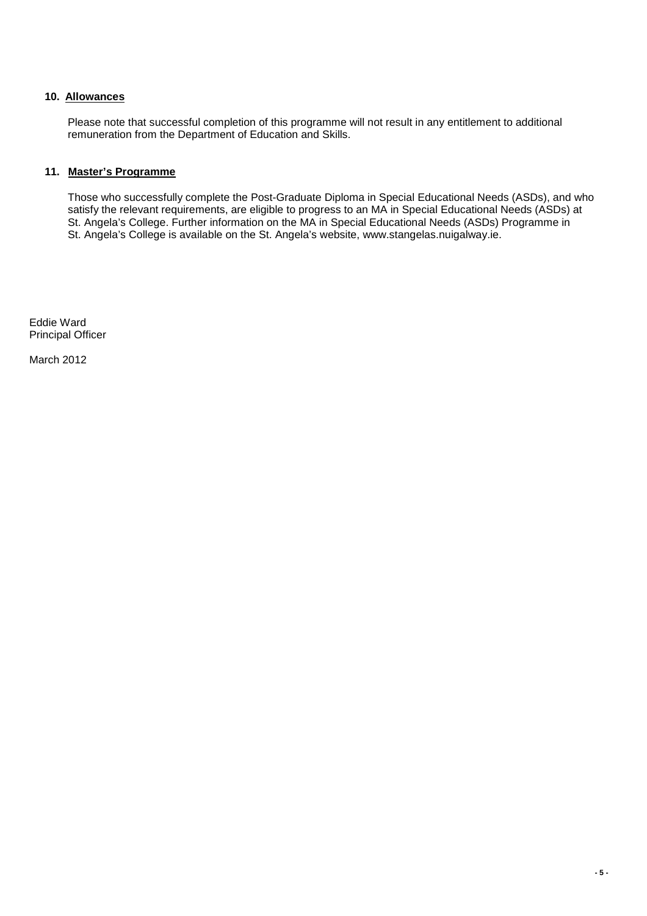### 10. Allowances

Please note that successful completion of this programme will not result in any entitlement to additional remuneration from the Department of Education and Skills.

### 11. Master's Programme

Those who successfully complete the Post-Graduate Diploma in Special Educational Needs (ASDs), and who satisfy the relevant requirements, are eligible to progress to an MA in Special Educational Needs (ASDs) at St. Angela's College. Further information on the MA in Special Educational Needs (ASDs) Programme in St. Angela's College is available on the St. Angela's website, www.stangelas.nuigalway.ie.

Eddie Ward
Principal Officer

March 2012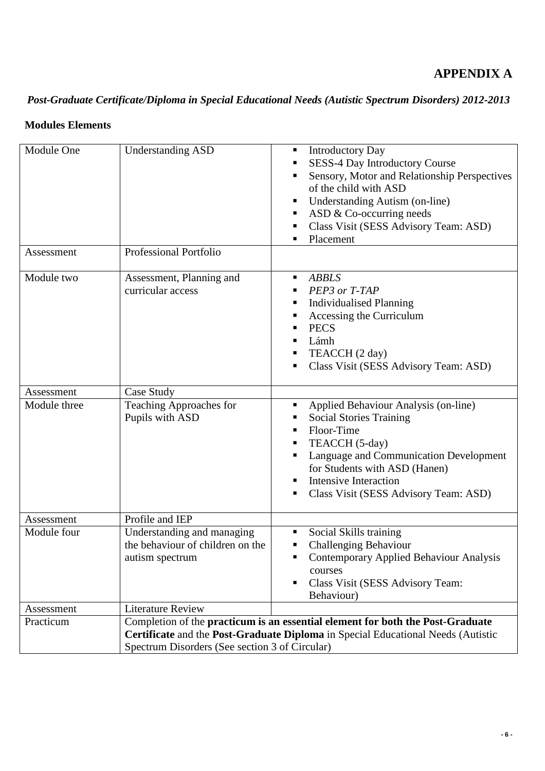# APPENDIX A

## *Post-Graduate Certificate/Diploma in Special Educational Needs (Autistic Spectrum Disorders) 2012-2013*

### Modules Elements

| | | |
|---|---|---|
| Module One | Understanding ASD | ▪ Introductory Day<br>▪ SESS-4 Day Introductory Course<br>▪ Sensory, Motor and Relationship Perspectives of the child with ASD<br>▪ Understanding Autism (on-line)<br>▪ ASD & Co-occurring needs<br>▪ Class Visit (SESS Advisory Team: ASD)<br>▪ Placement |
| Assessment | Professional Portfolio | |
| Module two | Assessment, Planning and curricular access | ▪ *ABBLS*<br>▪ *PEP3 or T-TAP*<br>▪ Individualised Planning<br>▪ Accessing the Curriculum<br>▪ PECS<br>▪ Lámh<br>▪ TEACCH (2 day)<br>▪ Class Visit (SESS Advisory Team: ASD) |
| Assessment | Case Study | |
| Module three | Teaching Approaches for Pupils with ASD | ▪ Applied Behaviour Analysis (on-line)<br>▪ Social Stories Training<br>▪ Floor-Time<br>▪ TEACCH (5-day)<br>▪ Language and Communication Development for Students with ASD (Hanen)<br>▪ Intensive Interaction<br>▪ Class Visit (SESS Advisory Team: ASD) |
| Assessment | Profile and IEP | |
| Module four | Understanding and managing the behaviour of children on the autism spectrum | ▪ Social Skills training<br>▪ Challenging Behaviour<br>▪ Contemporary Applied Behaviour Analysis courses<br>▪ Class Visit (SESS Advisory Team: Behaviour) |
| Assessment | Literature Review | |
| Practicum | Completion of the **practicum is an essential element for both the Post-Graduate Certificate** and the **Post-Graduate Diploma** in Special Educational Needs (Autistic Spectrum Disorders (See section 3 of Circular) | |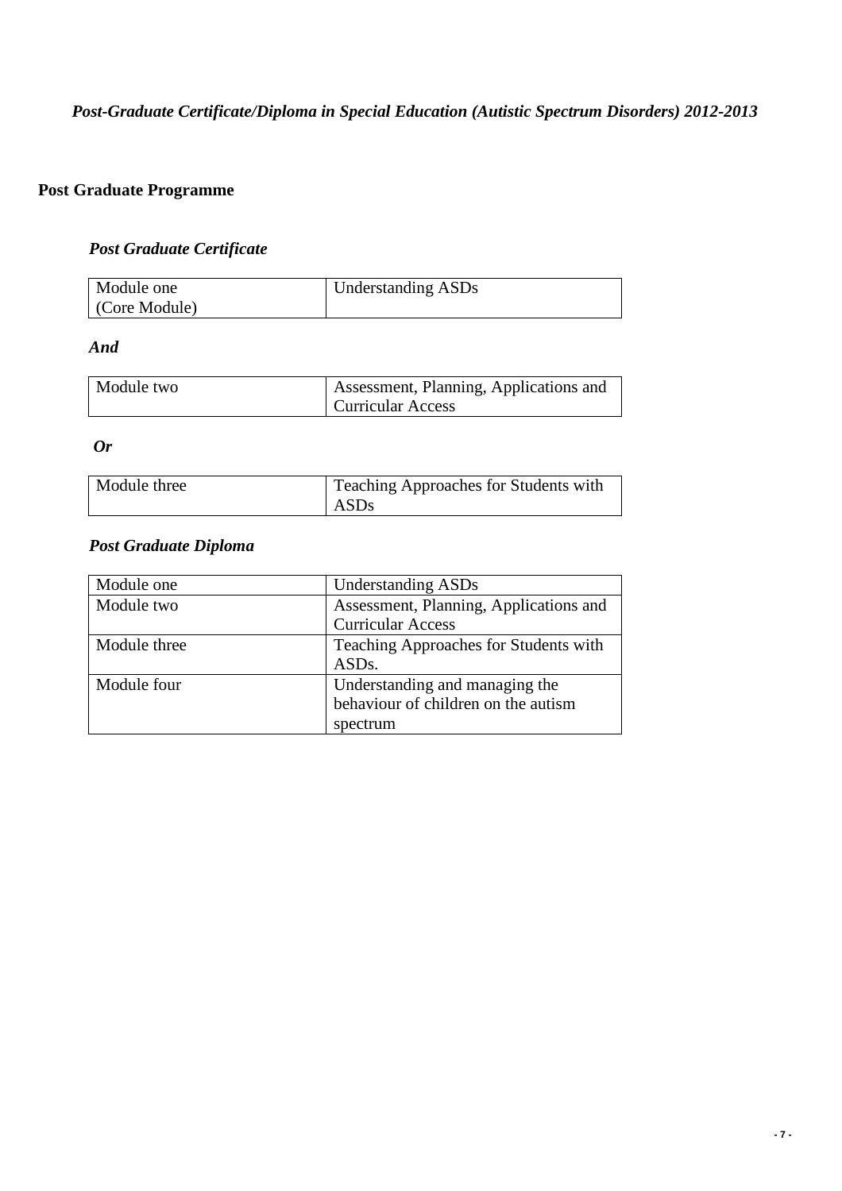*Post-Graduate Certificate/Diploma in Special Education (Autistic Spectrum Disorders) 2012-2013*

## Post Graduate Programme

### *Post Graduate Certificate*

| Module one (Core Module) | Understanding ASDs |
|---|---|

***And***

| Module two | Assessment, Planning, Applications and Curricular Access |
|---|---|

***Or***

| Module three | Teaching Approaches for Students with ASDs |
|---|---|

### *Post Graduate Diploma*

| Module one | Understanding ASDs |
|---|---|
| Module two | Assessment, Planning, Applications and Curricular Access |
| Module three | Teaching Approaches for Students with ASDs. |
| Module four | Understanding and managing the behaviour of children on the autism spectrum |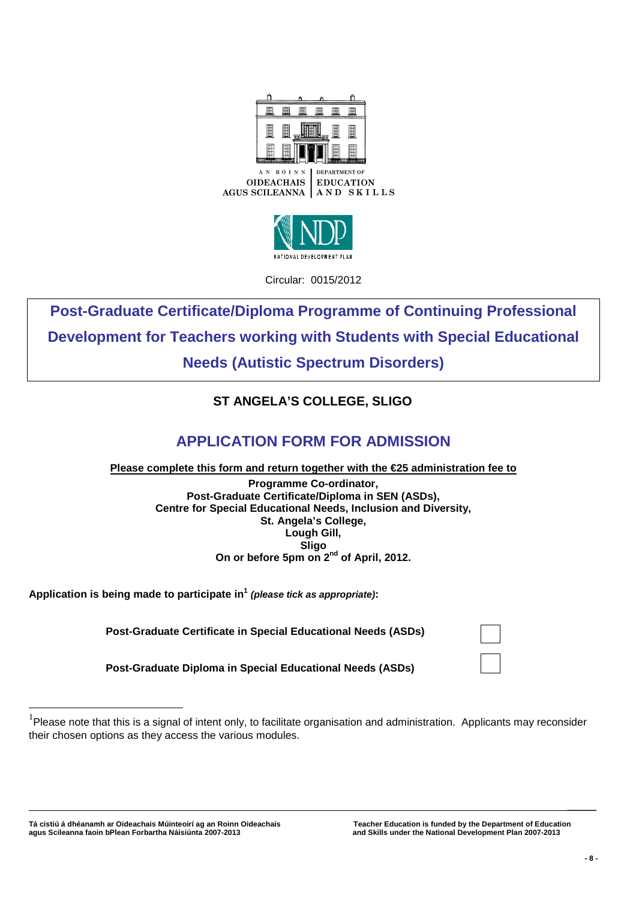AN ROINN OIDEACHAIS AGUS SCILEANNA | DEPARTMENT OF EDUCATION AND SKILLS

NATIONAL DEVELOPMENT PLAN

Circular: 0015/2012

# Post-Graduate Certificate/Diploma Programme of Continuing Professional Development for Teachers working with Students with Special Educational Needs (Autistic Spectrum Disorders)

## ST ANGELA'S COLLEGE, SLIGO

## APPLICATION FORM FOR ADMISSION

**Please complete this form and return together with the €25 administration fee to**

**Programme Co-ordinator,**
**Post-Graduate Certificate/Diploma in SEN (ASDs),**
**Centre for Special Educational Needs, Inclusion and Diversity,**
**St. Angela's College,**
**Lough Gill,**
**Sligo**
**On or before 5pm on 2nd of April, 2012.**

**Application is being made to participate in[1]** ***(please tick as appropriate)*:**

**Post-Graduate Certificate in Special Educational Needs (ASDs)** ☐

**Post-Graduate Diploma in Special Educational Needs (ASDs)** ☐

[1] Please note that this is a signal of intent only, to facilitate organisation and administration. Applicants may reconsider their chosen options as they access the various modules.

Tá cistiú á dhéanamh ar Oideachais Múinteoirí ag an Roinn Oideachais agus Scileanna faoin bPlean Forbartha Náisiúnta 2007-2013

Teacher Education is funded by the Department of Education and Skills under the National Development Plan 2007-2013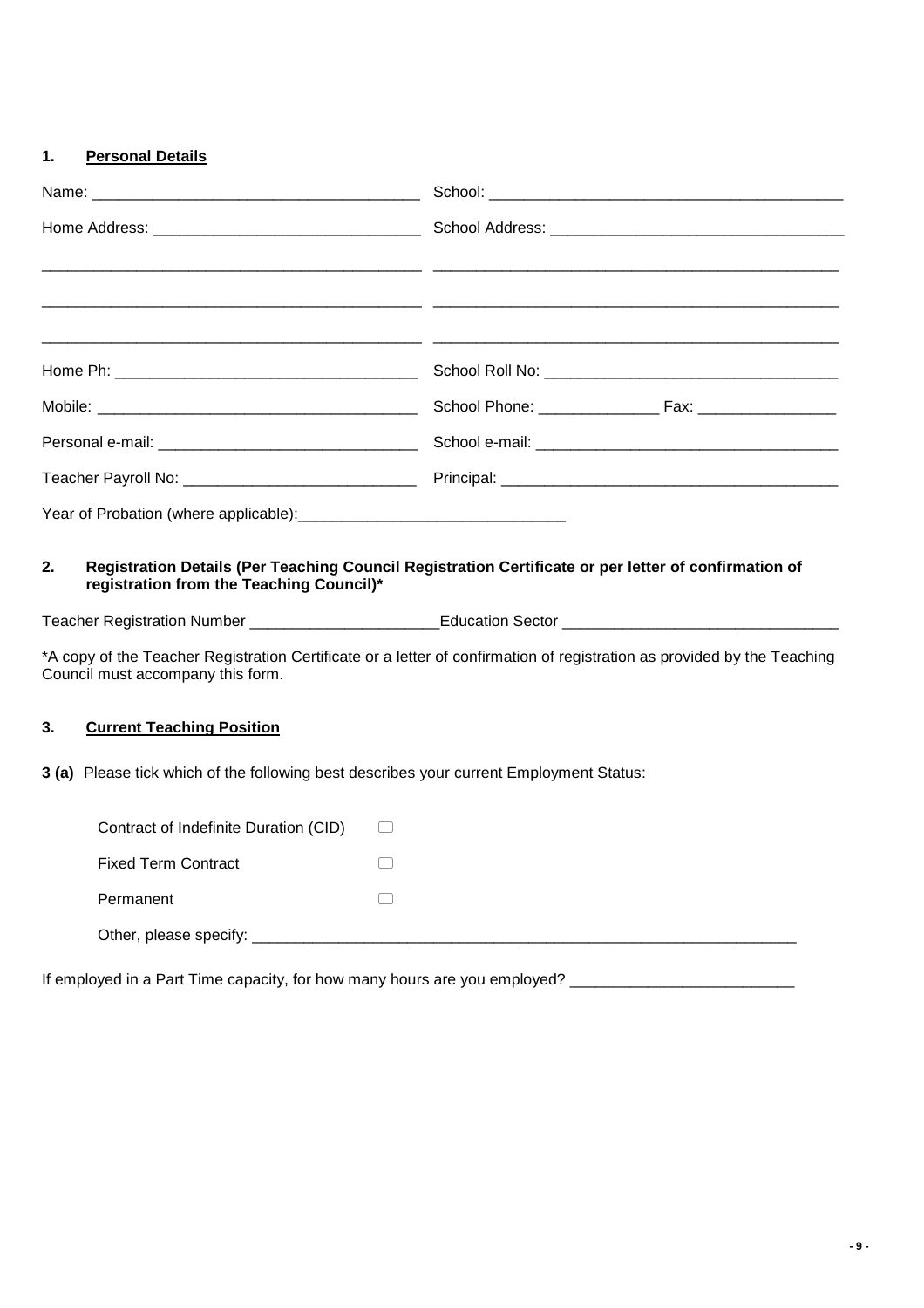## 1. Personal Details

| | |
|---|---|
| Name: ______________________________ | School: ______________________________ |
| Home Address: ______________________________ | School Address: ______________________________ |
| ______________________________ | ______________________________ |
| ______________________________ | ______________________________ |
| ______________________________ | ______________________________ |
| Home Ph: ______________________________ | School Roll No: ______________________________ |
| Mobile: ______________________________ | School Phone: ______________ Fax: ______________ |
| Personal e-mail: ______________________________ | School e-mail: ______________________________ |
| Teacher Payroll No: ______________________________ | Principal: ______________________________ |

Year of Probation (where applicable):______________________________

## 2. Registration Details (Per Teaching Council Registration Certificate or per letter of confirmation of registration from the Teaching Council)*

Teacher Registration Number ____________________Education Sector ______________________________

*A copy of the Teacher Registration Certificate or a letter of confirmation of registration as provided by the Teaching Council must accompany this form.

## 3. Current Teaching Position

**3 (a)** Please tick which of the following best describes your current Employment Status:

- Contract of Indefinite Duration (CID) ☐
- Fixed Term Contract ☐
- Permanent ☐
- Other, please specify: ______________________________

If employed in a Part Time capacity, for how many hours are you employed? ______________________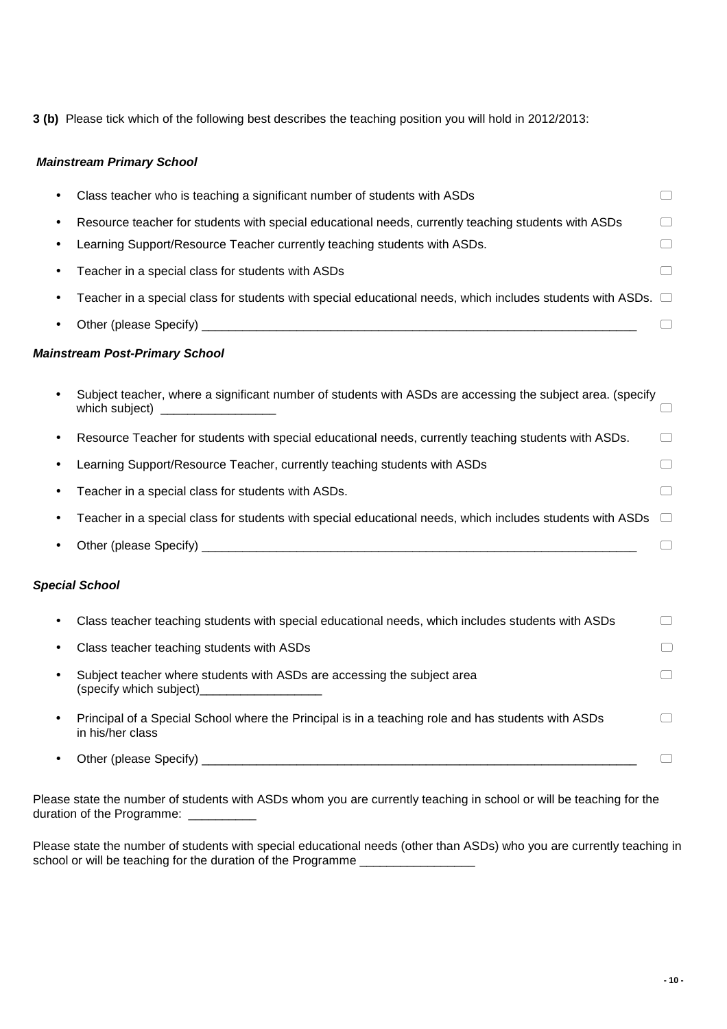**3 (b)** Please tick which of the following best describes the teaching position you will hold in 2012/2013:

***Mainstream Primary School***

- Class teacher who is teaching a significant number of students with ASDs ☐
- Resource teacher for students with special educational needs, currently teaching students with ASDs ☐
- Learning Support/Resource Teacher currently teaching students with ASDs. ☐
- Teacher in a special class for students with ASDs ☐
- Teacher in a special class for students with special educational needs, which includes students with ASDs. ☐
- Other (please Specify) ________________________________________________________________ ☐

***Mainstream Post-Primary School***

- Subject teacher, where a significant number of students with ASDs are accessing the subject area. (specify which subject) _________________ ☐
- Resource Teacher for students with special educational needs, currently teaching students with ASDs. ☐
- Learning Support/Resource Teacher, currently teaching students with ASDs ☐
- Teacher in a special class for students with ASDs. ☐
- Teacher in a special class for students with special educational needs, which includes students with ASDs ☐
- Other (please Specify) ________________________________________________________________ ☐

***Special School***

- Class teacher teaching students with special educational needs, which includes students with ASDs ☐
- Class teacher teaching students with ASDs ☐
- Subject teacher where students with ASDs are accessing the subject area (specify which subject)__________________ ☐
- Principal of a Special School where the Principal is in a teaching role and has students with ASDs in his/her class ☐
- Other (please Specify) ________________________________________________________________ ☐

Please state the number of students with ASDs whom you are currently teaching in school or will be teaching for the duration of the Programme: __________

Please state the number of students with special educational needs (other than ASDs) who you are currently teaching in school or will be teaching for the duration of the Programme ________________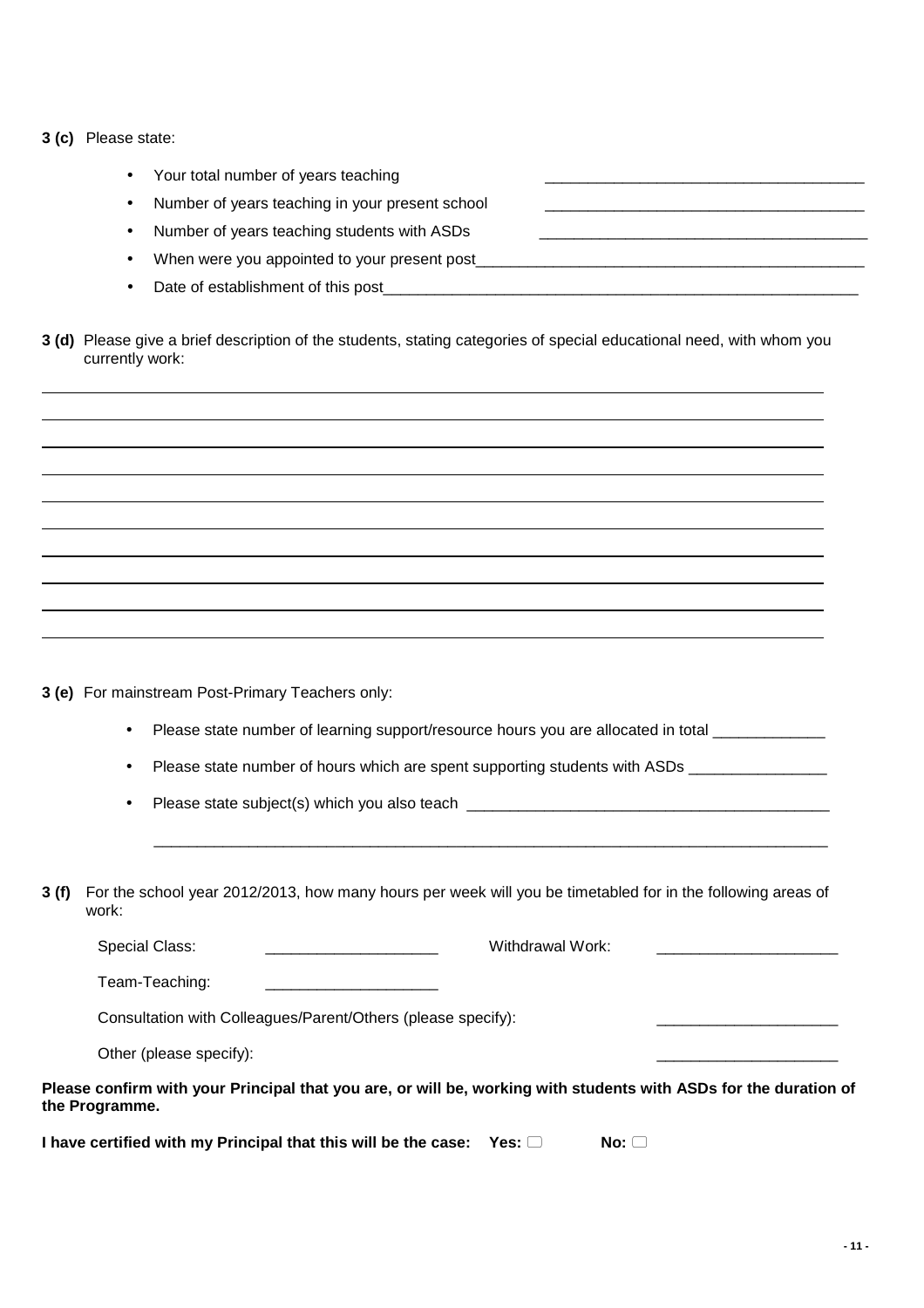**3 (c)** Please state:

- Your total number of years teaching ______________________________________
- Number of years teaching in your present school ______________________________________
- Number of years teaching students with ASDs ______________________________________
- When were you appointed to your present post______________________________________________
- Date of establishment of this post__________________________________________________________

**3 (d)** Please give a brief description of the students, stating categories of special educational need, with whom you currently work:

______________________________________________________________________________________

______________________________________________________________________________________

______________________________________________________________________________________

______________________________________________________________________________________

______________________________________________________________________________________

______________________________________________________________________________________

______________________________________________________________________________________

______________________________________________________________________________________

______________________________________________________________________________________

______________________________________________________________________________________

**3 (e)** For mainstream Post-Primary Teachers only:

- Please state number of learning support/resource hours you are allocated in total _____________
- Please state number of hours which are spent supporting students with ASDs ________________
- Please state subject(s) which you also teach __________________________________________

  ___________________________________________________________________________________

**3 (f)** For the school year 2012/2013, how many hours per week will you be timetabled for in the following areas of work:

Special Class: ____________________ Withdrawal Work: _____________________

Team-Teaching: ____________________

Consultation with Colleagues/Parent/Others (please specify): _____________________

Other (please specify): _____________________

**Please confirm with your Principal that you are, or will be, working with students with ASDs for the duration of the Programme.**

**I have certified with my Principal that this will be the case: Yes:** ☐ **No:** ☐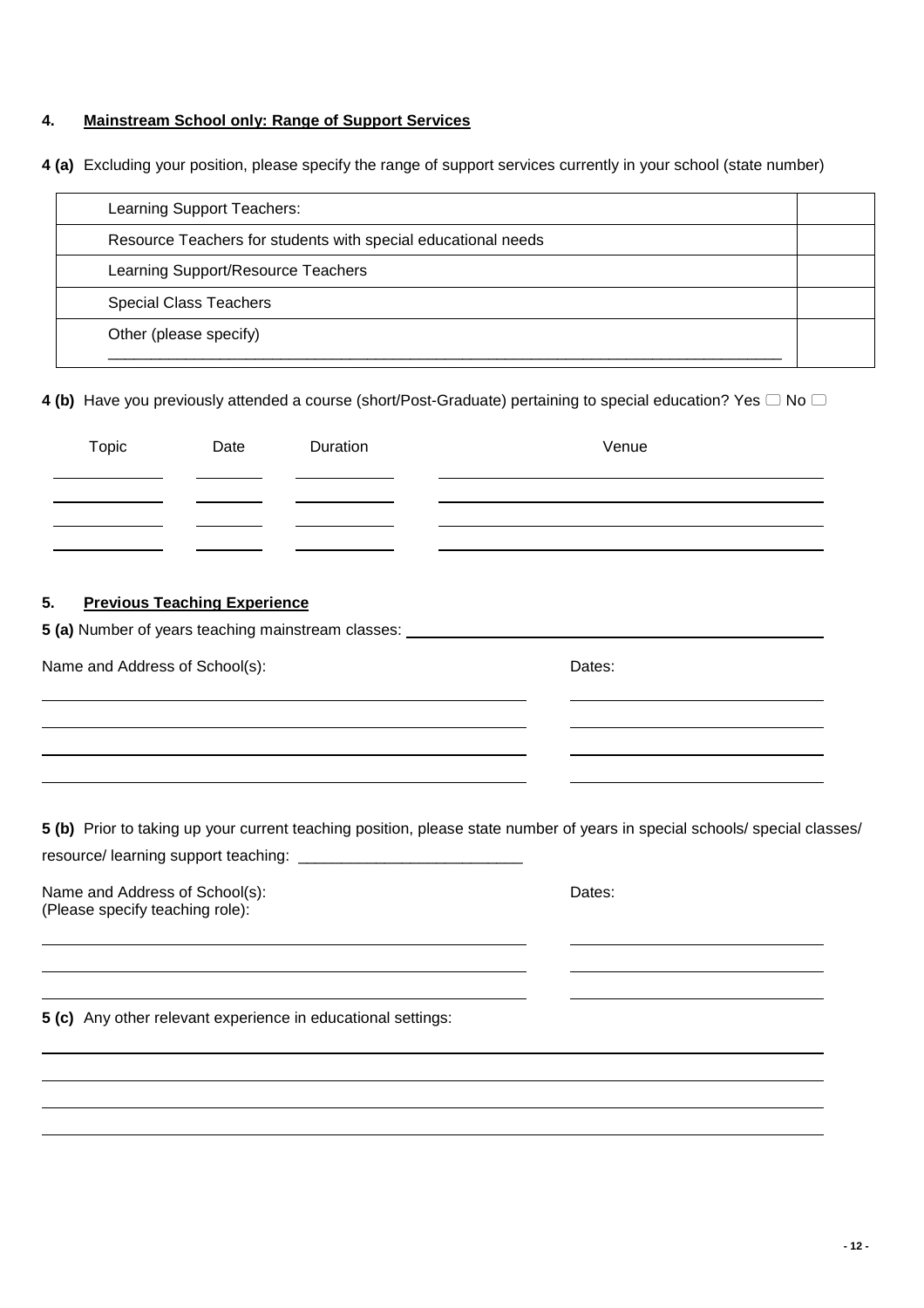### 4. **Mainstream School only: Range of Support Services**

**4 (a)** Excluding your position, please specify the range of support services currently in your school (state number)

| | |
|---|---|
| Learning Support Teachers: | |
| Resource Teachers for students with special educational needs | |
| Learning Support/Resource Teachers | |
| Special Class Teachers | |
| Other (please specify) ______________________________________________ | |

**4 (b)** Have you previously attended a course (short/Post-Graduate) pertaining to special education? Yes ☐ No ☐

| Topic | Date | Duration | Venue |
|---|---|---|---|
| | | | |
| | | | |
| | | | |
| | | | |

### 5. **Previous Teaching Experience**

**5 (a)** Number of years teaching mainstream classes: ______________________

| Name and Address of School(s): | Dates: |
|---|---|
| | |
| | |
| | |
| | |

**5 (b)** Prior to taking up your current teaching position, please state number of years in special schools/ special classes/ resource/ learning support teaching: __________________________

| Name and Address of School(s): (Please specify teaching role): | Dates: |
|---|---|
| | |
| | |
| | |

**5 (c)** Any other relevant experience in educational settings:

______________________________________________

______________________________________________

______________________________________________

______________________________________________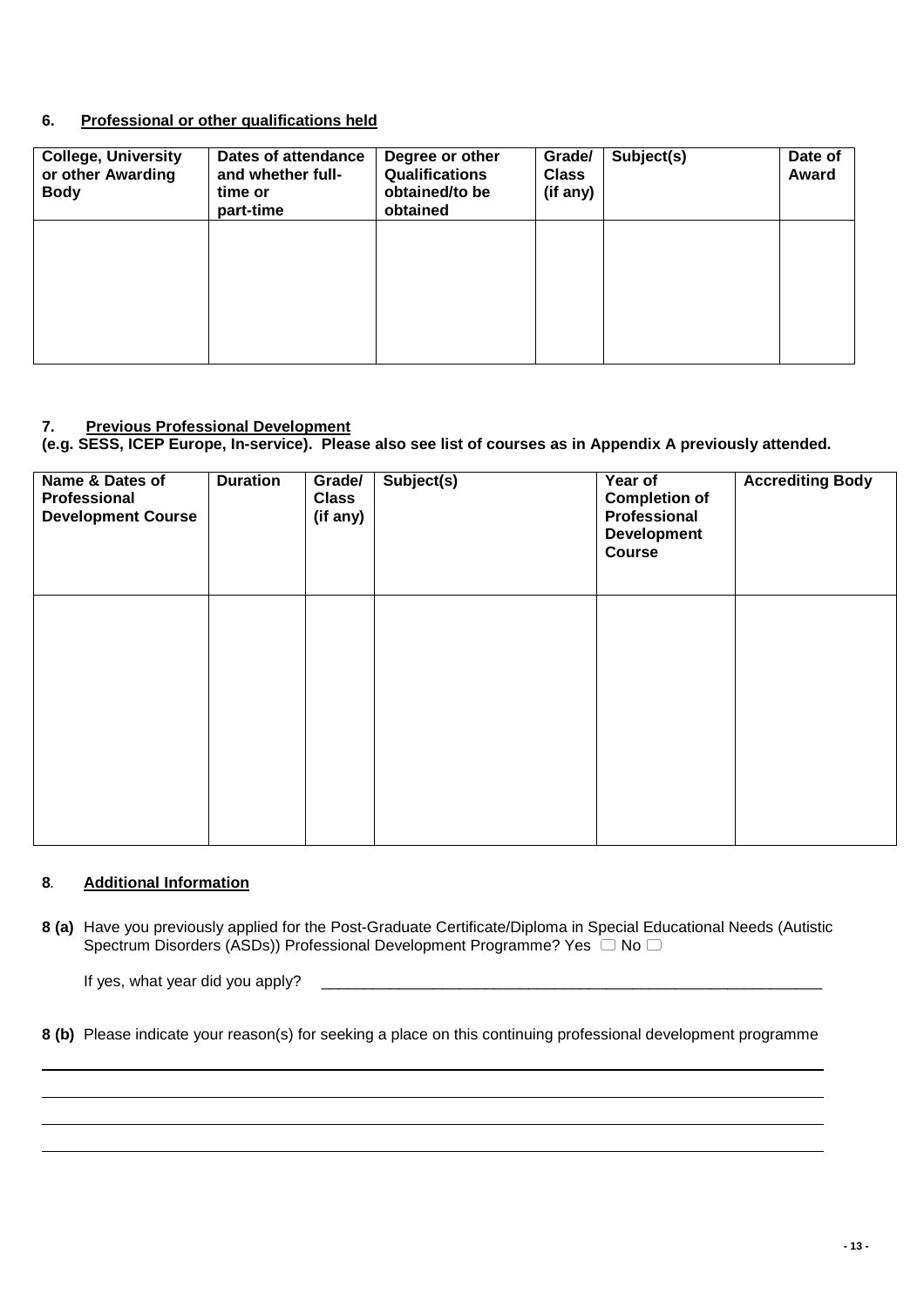## 6. Professional or other qualifications held

| College, University or other Awarding Body | Dates of attendance and whether full-time or part-time | Degree or other Qualifications obtained/to be obtained | Grade/ Class (if any) | Subject(s) | Date of Award |
|---|---|---|---|---|---|
| | | | | | |

## 7. Previous Professional Development

**(e.g. SESS, ICEP Europe, In-service). Please also see list of courses as in Appendix A previously attended.**

| Name & Dates of Professional Development Course | Duration | Grade/ Class (if any) | Subject(s) | Year of Completion of Professional Development Course | Accrediting Body |
|---|---|---|---|---|---|
| | | | | | |

## 8. Additional Information

**8 (a)** Have you previously applied for the Post-Graduate Certificate/Diploma in Special Educational Needs (Autistic Spectrum Disorders (ASDs)) Professional Development Programme? Yes ☐ No ☐

If yes, what year did you apply? ____________________________________________________________

**8 (b)** Please indicate your reason(s) for seeking a place on this continuing professional development programme

______________________________________________________________________________

______________________________________________________________________________

______________________________________________________________________________

______________________________________________________________________________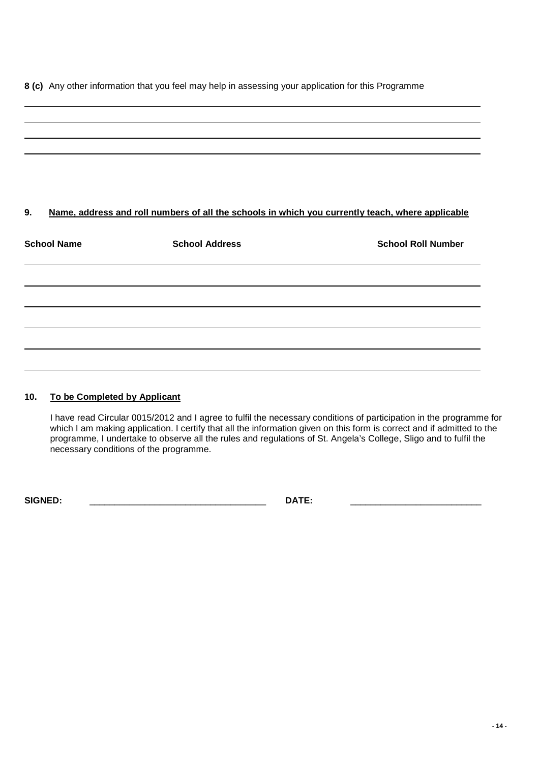**8 (c)** Any other information that you feel may help in assessing your application for this Programme

## 9. Name, address and roll numbers of all the schools in which you currently teach, where applicable

| School Name | School Address | School Roll Number |
|---|---|---|
| | | |
| | | |
| | | |
| | | |
| | | |

## 10. To be Completed by Applicant

I have read Circular 0015/2012 and I agree to fulfil the necessary conditions of participation in the programme for which I am making application. I certify that all the information given on this form is correct and if admitted to the programme, I undertake to observe all the rules and regulations of St. Angela's College, Sligo and to fulfil the necessary conditions of the programme.

**SIGNED:** ______________________________ **DATE:** ______________________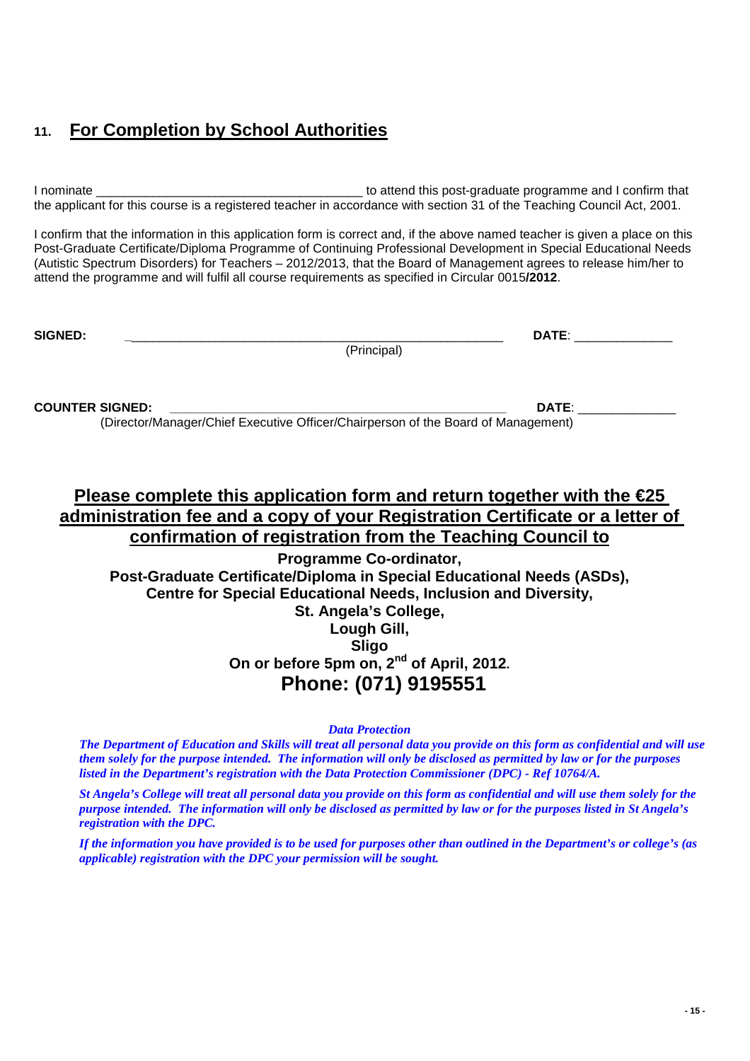## 11. For Completion by School Authorities

I nominate _____________________________________ to attend this post-graduate programme and I confirm that the applicant for this course is a registered teacher in accordance with section 31 of the Teaching Council Act, 2001.

I confirm that the information in this application form is correct and, if the above named teacher is given a place on this Post-Graduate Certificate/Diploma Programme of Continuing Professional Development in Special Educational Needs (Autistic Spectrum Disorders) for Teachers – 2012/2013, that the Board of Management agrees to release him/her to attend the programme and will fulfil all course requirements as specified in Circular 0015**/2012**.

**SIGNED:** _______________________________________________________ **DATE**: ______________

(Principal)

**COUNTER SIGNED:** _________________________________________________ **DATE**: ______________

(Director/Manager/Chief Executive Officer/Chairperson of the Board of Management)

**Please complete this application form and return together with the €25 administration fee and a copy of your Registration Certificate or a letter of confirmation of registration from the Teaching Council to**

**Programme Co-ordinator,**
**Post-Graduate Certificate/Diploma in Special Educational Needs (ASDs),**
**Centre for Special Educational Needs, Inclusion and Diversity,**
**St. Angela's College,**
**Lough Gill,**
**Sligo**
**On or before 5pm on, 2nd of April, 2012.**
**Phone: (071) 9195551**

***Data Protection***

***The Department of Education and Skills will treat all personal data you provide on this form as confidential and will use them solely for the purpose intended. The information will only be disclosed as permitted by law or for the purposes listed in the Department's registration with the Data Protection Commissioner (DPC) - Ref 10764/A.***

***St Angela's College will treat all personal data you provide on this form as confidential and will use them solely for the purpose intended. The information will only be disclosed as permitted by law or for the purposes listed in St Angela's registration with the DPC.***

***If the information you have provided is to be used for purposes other than outlined in the Department's or college's (as applicable) registration with the DPC your permission will be sought.***